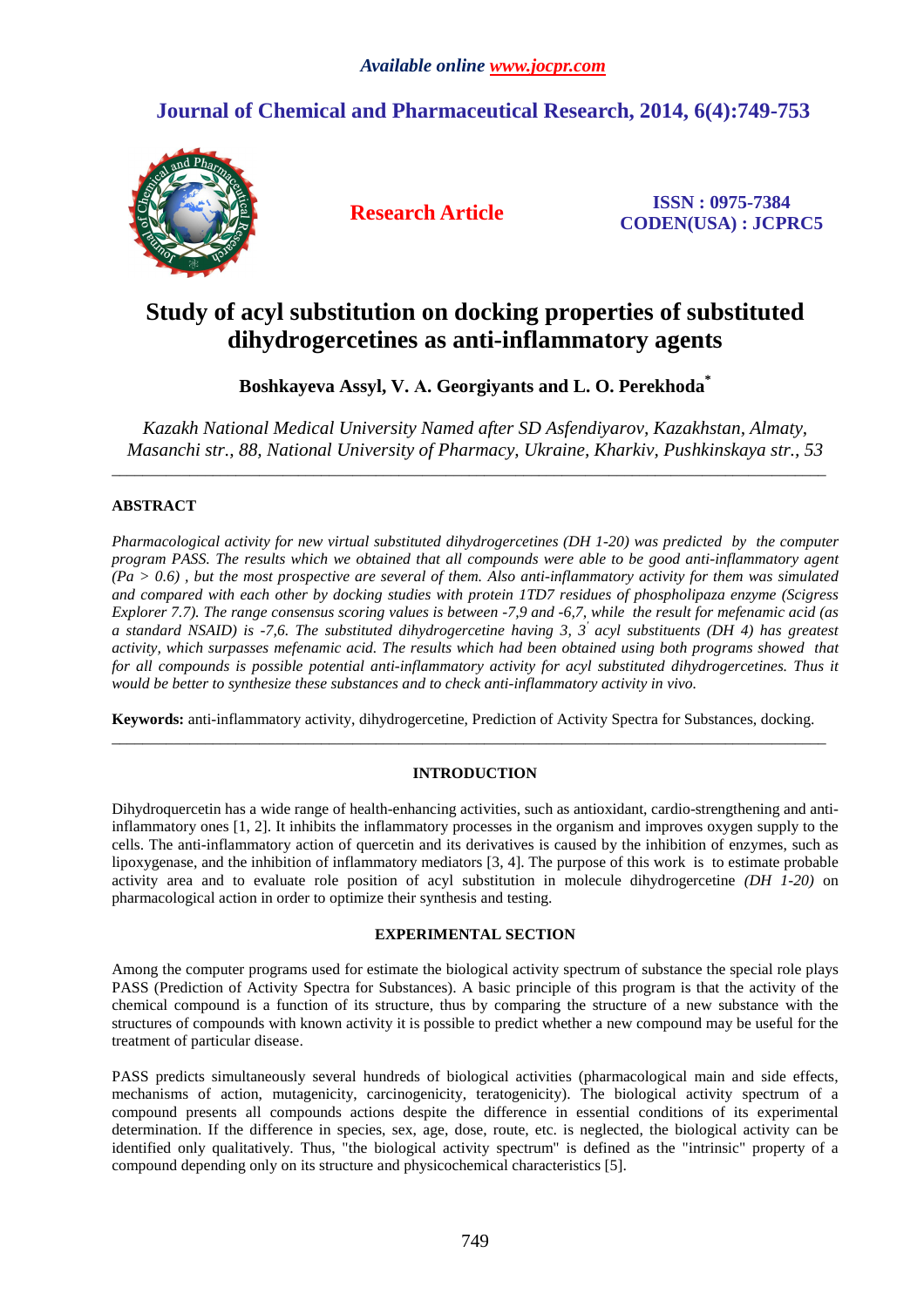*Available online www.jocpr.com*

## Journal of Chemical and Pharmaceutical Research, 2014, 6(4):749-753

**Research Article**

**ISSN : 0975-7384**
**CODEN(USA) : JCPRC5**

# Study of acyl substitution on docking properties of substituted dihydrogercetines as anti-inflammatory agents

**Boshkayeva Assyl, V. A. Georgiyants and L. O. Perekhoda***

*Kazakh National Medical University Named after SD Asfendiyarov, Kazakhstan, Almaty, Masanchi str., 88, National University of Pharmacy, Ukraine, Kharkiv, Pushkinskaya str., 53*

---

### ABSTRACT

*Pharmacological activity for new virtual substituted dihydrogercetines (DH 1-20) was predicted by the computer program PASS. The results which we obtained that all compounds were able to be good anti-inflammatory agent (Pa > 0.6) , but the most prospective are several of them. Also anti-inflammatory activity for them was simulated and compared with each other by docking studies with protein 1TD7 residues of phospholipaza enzyme (Scigress Explorer 7.7). The range consensus scoring values is between -7,9 and -6,7, while the result for mefenamic acid (as a standard NSAID) is -7,6. The substituted dihydrogercetine having 3, 3′ acyl substituents (DH 4) has greatest activity, which surpasses mefenamic acid. The results which had been obtained using both programs showed that for all compounds is possible potential anti-inflammatory activity for acyl substituted dihydrogercetines. Thus it would be better to synthesize these substances and to check anti-inflammatory activity in vivo.*

**Keywords:** anti-inflammatory activity, dihydrogercetine, Prediction of Activity Spectra for Substances, docking.

---

### INTRODUCTION

Dihydroquercetin has a wide range of health-enhancing activities, such as antioxidant, cardio-strengthening and anti-inflammatory ones [1, 2]. It inhibits the inflammatory processes in the organism and improves oxygen supply to the cells. The anti-inflammatory action of quercetin and its derivatives is caused by the inhibition of enzymes, such as lipoxygenase, and the inhibition of inflammatory mediators [3, 4]. The purpose of this work is to estimate probable activity area and to evaluate role position of acyl substitution in molecule dihydrogercetine *(DH 1-20)* on pharmacological action in order to optimize their synthesis and testing.

### EXPERIMENTAL SECTION

Among the computer programs used for estimate the biological activity spectrum of substance the special role plays PASS (Prediction of Activity Spectra for Substances). A basic principle of this program is that the activity of the chemical compound is a function of its structure, thus by comparing the structure of a new substance with the structures of compounds with known activity it is possible to predict whether a new compound may be useful for the treatment of particular disease.

PASS predicts simultaneously several hundreds of biological activities (pharmacological main and side effects, mechanisms of action, mutagenicity, carcinogenicity, teratogenicity). The biological activity spectrum of a compound presents all compounds actions despite the difference in essential conditions of its experimental determination. If the difference in species, sex, age, dose, route, etc. is neglected, the biological activity can be identified only qualitatively. Thus, "the biological activity spectrum" is defined as the "intrinsic" property of a compound depending only on its structure and physicochemical characteristics [5].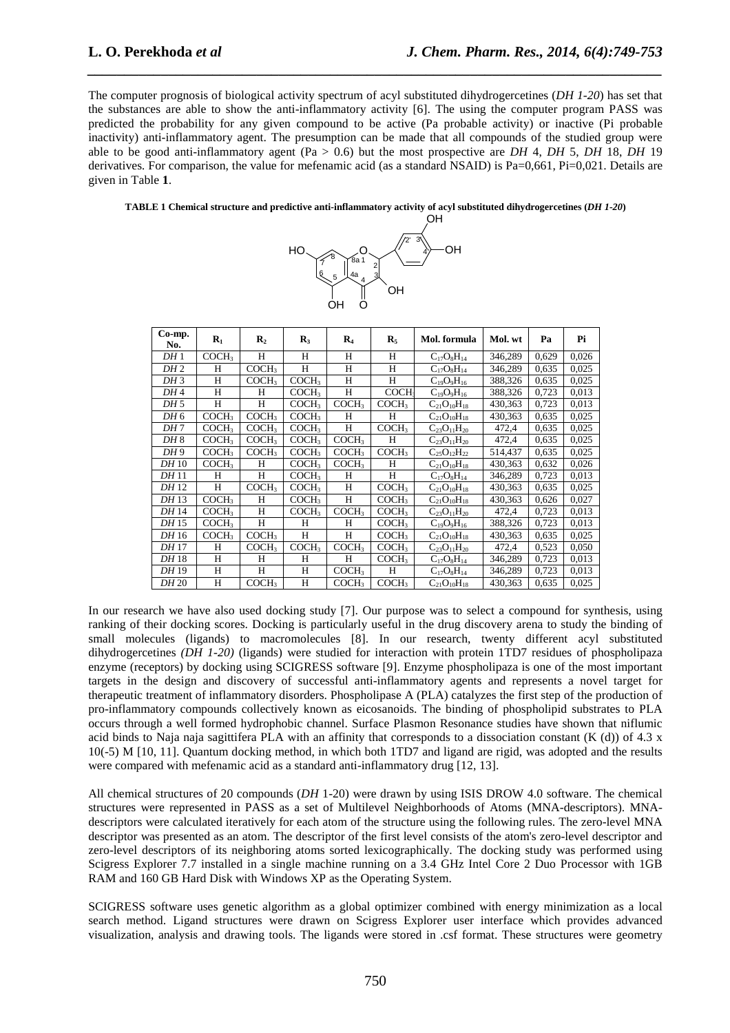The computer prognosis of biological activity spectrum of acyl substituted dihydrogercetines (*DH 1-20*) has set that the substances are able to show the anti-inflammatory activity [6]. The using the computer program PASS was predicted the probability for any given compound to be active (Pa probable activity) or inactive (Pi probable inactivity) anti-inflammatory agent. The presumption can be made that all compounds of the studied group were able to be good anti-inflammatory agent (Pa > 0.6) but the most prospective are *DH* 4, *DH* 5, *DH* 18, *DH* 19 derivatives. For comparison, the value for mefenamic acid (as a standard NSAID) is Pa=0,661, Pi=0,021. Details are given in Table **1**.

**TABLE 1 Chemical structure and predictive anti-inflammatory activity of acyl substituted dihydrogercetines (*DH 1-20*)**

| Co-mp. No. | $R_1$ | $R_2$ | $R_3$ | $R_4$ | $R_5$ | Mol. formula | Mol. wt | Pa | Pi |
|---|---|---|---|---|---|---|---|---|---|
| *DH* 1 | $COCH_3$ | H | H | H | H | $C_{17}O_8H_{14}$ | 346,289 | 0,629 | 0,026 |
| *DH* 2 | H | $COCH_3$ | H | H | H | $C_{17}O_8H_{14}$ | 346,289 | 0,635 | 0,025 |
| *DH* 3 | H | $COCH_3$ | $COCH_3$ | H | H | $C_{19}O_9H_{16}$ | 388,326 | 0,635 | 0,025 |
| *DH* 4 | H | H | $COCH_3$ | H | $COCH_3$ | $C_{19}O_9H_{16}$ | 388,326 | 0,723 | 0,013 |
| *DH* 5 | H | H | $COCH_3$ | $COCH_3$ | $COCH_3$ | $C_{21}O_{10}H_{18}$ | 430,363 | 0,723 | 0,013 |
| *DH* 6 | $COCH_3$ | $COCH_3$ | $COCH_3$ | H | H | $C_{21}O_{10}H_{18}$ | 430,363 | 0,635 | 0,025 |
| *DH* 7 | $COCH_3$ | $COCH_3$ | $COCH_3$ | H | $COCH_3$ | $C_{23}O_{11}H_{20}$ | 472,4 | 0,635 | 0,025 |
| *DH* 8 | $COCH_3$ | $COCH_3$ | $COCH_3$ | $COCH_3$ | H | $C_{23}O_{11}H_{20}$ | 472,4 | 0,635 | 0,025 |
| *DH* 9 | $COCH_3$ | $COCH_3$ | $COCH_3$ | $COCH_3$ | $COCH_3$ | $C_{25}O_{12}H_{22}$ | 514,437 | 0,635 | 0,025 |
| *DH* 10 | $COCH_3$ | H | $COCH_3$ | $COCH_3$ | H | $C_{21}O_{10}H_{18}$ | 430,363 | 0,632 | 0,026 |
| *DH* 11 | H | H | $COCH_3$ | H | H | $C_{17}O_8H_{14}$ | 346,289 | 0,723 | 0,013 |
| *DH* 12 | H | $COCH_3$ | $COCH_3$ | H | $COCH_3$ | $C_{21}O_{10}H_{18}$ | 430,363 | 0,635 | 0,025 |
| *DH* 13 | $COCH_3$ | H | $COCH_3$ | H | $COCH_3$ | $C_{21}O_{10}H_{18}$ | 430,363 | 0,626 | 0,027 |
| *DH* 14 | $COCH_3$ | H | $COCH_3$ | $COCH_3$ | $COCH_3$ | $C_{23}O_{11}H_{20}$ | 472,4 | 0,723 | 0,013 |
| *DH* 15 | $COCH_3$ | H | H | H | $COCH_3$ | $C_{19}O_9H_{16}$ | 388,326 | 0,723 | 0,013 |
| *DH* 16 | $COCH_3$ | $COCH_3$ | H | H | $COCH_3$ | $C_{21}O_{10}H_{18}$ | 430,363 | 0,635 | 0,025 |
| *DH* 17 | H | $COCH_3$ | $COCH_3$ | $COCH_3$ | $COCH_3$ | $C_{23}O_{11}H_{20}$ | 472,4 | 0,523 | 0,050 |
| *DH* 18 | H | H | H | H | $COCH_3$ | $C_{17}O_8H_{14}$ | 346,289 | 0,723 | 0,013 |
| *DH* 19 | H | H | H | $COCH_3$ | H | $C_{17}O_8H_{14}$ | 346,289 | 0,723 | 0,013 |
| *DH* 20 | H | $COCH_3$ | H | $COCH_3$ | $COCH_3$ | $C_{21}O_{10}H_{18}$ | 430,363 | 0,635 | 0,025 |

In our research we have also used docking study [7]. Our purpose was to select a compound for synthesis, using ranking of their docking scores. Docking is particularly useful in the drug discovery arena to study the binding of small molecules (ligands) to macromolecules [8]. In our research, twenty different acyl substituted dihydrogercetines *(DH 1-20)* (ligands) were studied for interaction with protein 1TD7 residues of phospholipaza enzyme (receptors) by docking using SCIGRESS software [9]. Enzyme phospholipaza is one of the most important targets in the design and discovery of successful anti-inflammatory agents and represents a novel target for therapeutic treatment of inflammatory disorders. Phospholipase A (PLA) catalyzes the first step of the production of pro-inflammatory compounds collectively known as eicosanoids. The binding of phospholipid substrates to PLA occurs through a well formed hydrophobic channel. Surface Plasmon Resonance studies have shown that niflumic acid binds to Naja naja sagittifera PLA with an affinity that corresponds to a dissociation constant (K (d)) of 4.3 x 10(-5) M [10, 11]. Quantum docking method, in which both 1TD7 and ligand are rigid, was adopted and the results were compared with mefenamic acid as a standard anti-inflammatory drug [12, 13].

All chemical structures of 20 compounds (*DH* 1-20) were drawn by using ISIS DROW 4.0 software. The chemical structures were represented in PASS as a set of Multilevel Neighborhoods of Atoms (MNA-descriptors). MNA-descriptors were calculated iteratively for each atom of the structure using the following rules. The zero-level MNA descriptor was presented as an atom. The descriptor of the first level consists of the atom's zero-level descriptor and zero-level descriptors of its neighboring atoms sorted lexicographically. The docking study was performed using Scigress Explorer 7.7 installed in a single machine running on a 3.4 GHz Intel Core 2 Duo Processor with 1GB RAM and 160 GB Hard Disk with Windows XP as the Operating System.

SCIGRESS software uses genetic algorithm as a global optimizer combined with energy minimization as a local search method. Ligand structures were drawn on Scigress Explorer user interface which provides advanced visualization, analysis and drawing tools. The ligands were stored in .csf format. These structures were geometry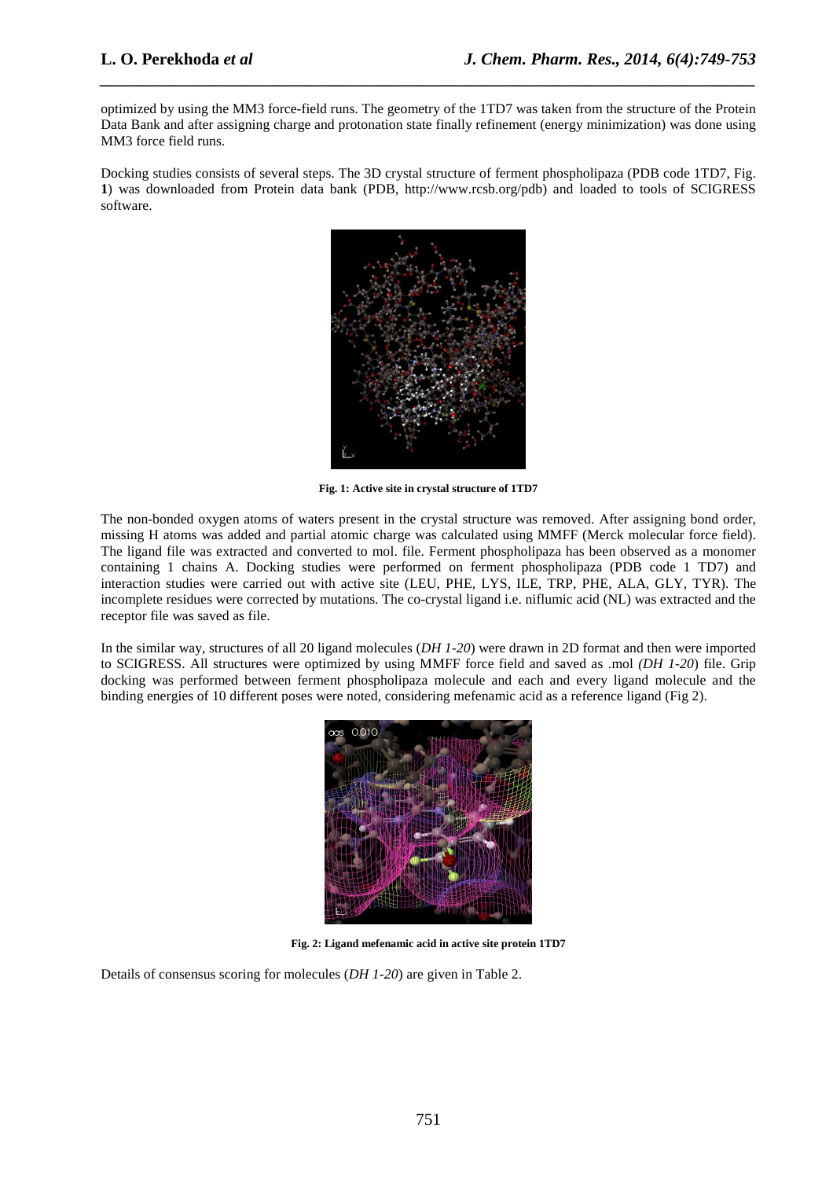optimized by using the MM3 force-field runs. The geometry of the 1TD7 was taken from the structure of the Protein Data Bank and after assigning charge and protonation state finally refinement (energy minimization) was done using MM3 force field runs.

Docking studies consists of several steps. The 3D crystal structure of ferment phospholipaza (PDB code 1TD7, Fig. **1**) was downloaded from Protein data bank (PDB, http://www.rcsb.org/pdb) and loaded to tools of SCIGRESS software.

**Fig. 1: Active site in crystal structure of 1TD7**

The non-bonded oxygen atoms of waters present in the crystal structure was removed. After assigning bond order, missing H atoms was added and partial atomic charge was calculated using MMFF (Merck molecular force field). The ligand file was extracted and converted to mol. file. Ferment phospholipaza has been observed as a monomer containing 1 chains A. Docking studies were performed on ferment phospholipaza (PDB code 1 TD7) and interaction studies were carried out with active site (LEU, PHE, LYS, ILE, TRP, PHE, ALA, GLY, TYR). The incomplete residues were corrected by mutations. The co-crystal ligand i.e. niflumic acid (NL) was extracted and the receptor file was saved as file.

In the similar way, structures of all 20 ligand molecules (*DH 1-20*) were drawn in 2D format and then were imported to SCIGRESS. All structures were optimized by using MMFF force field and saved as .mol *(DH 1-20*) file. Grip docking was performed between ferment phospholipaza molecule and each and every ligand molecule and the binding energies of 10 different poses were noted, considering mefenamic acid as a reference ligand (Fig 2).

**Fig. 2: Ligand mefenamic acid in active site protein 1TD7**

Details of consensus scoring for molecules (*DH 1-20*) are given in Table 2.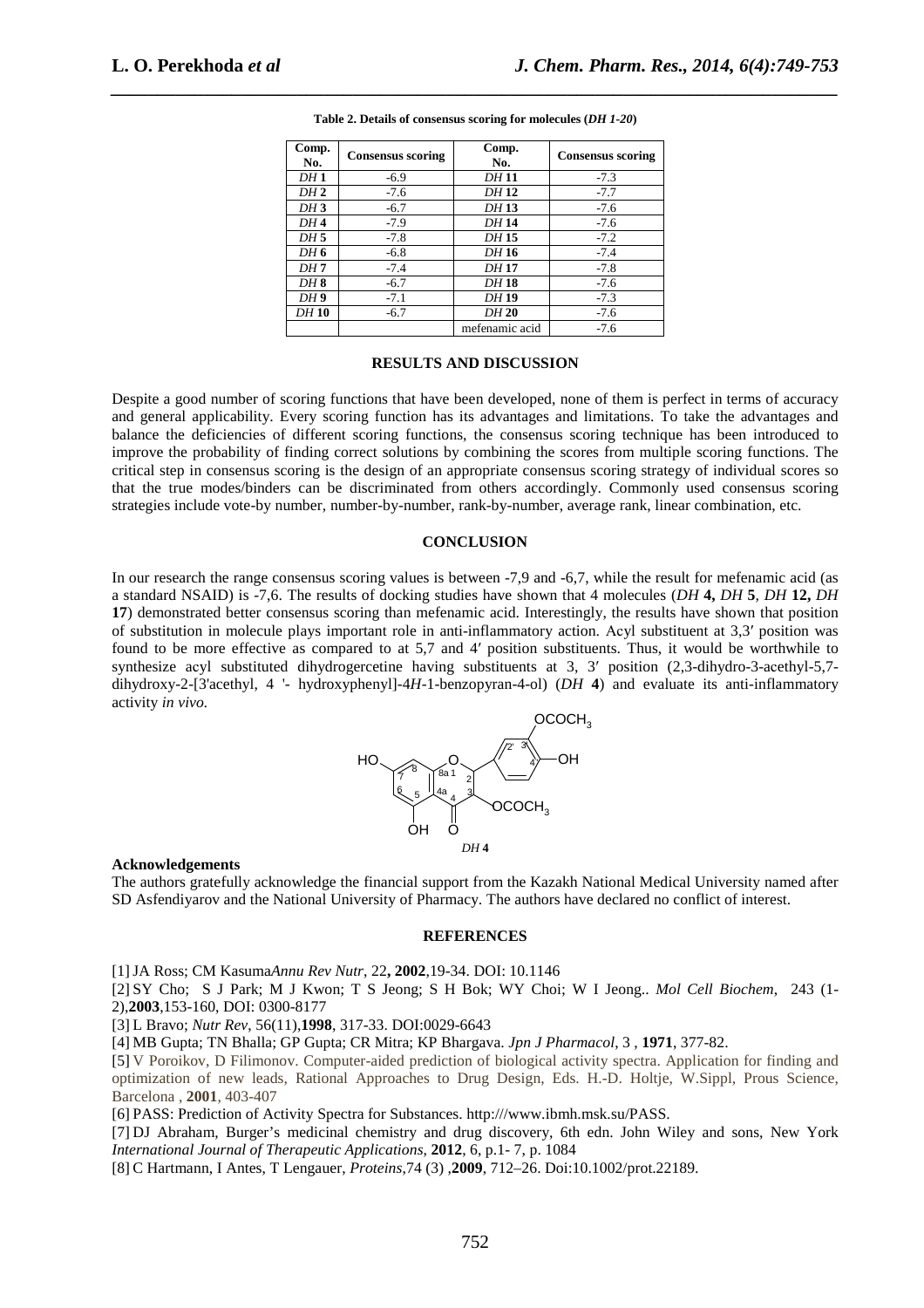**Table 2. Details of consensus scoring for molecules (*DH 1-20*)**

| Comp. No. | Consensus scoring | Comp. No. | Consensus scoring |
|---|---|---|---|
| *DH* **1** | -6.9 | *DH* **11** | -7.3 |
| *DH* **2** | -7.6 | *DH* **12** | -7.7 |
| *DH* **3** | -6.7 | *DH* **13** | -7.6 |
| *DH* **4** | -7.9 | *DH* **14** | -7.6 |
| *DH* **5** | -7.8 | *DH* **15** | -7.2 |
| *DH* **6** | -6.8 | *DH* **16** | -7.4 |
| *DH* **7** | -7.4 | *DH* **17** | -7.8 |
| *DH* **8** | -6.7 | *DH* **18** | -7.6 |
| *DH* **9** | -7.1 | *DH* **19** | -7.3 |
| *DH* **10** | -6.7 | *DH* **20** | -7.6 |
| | | mefenamic acid | -7.6 |

## RESULTS AND DISCUSSION

Despite a good number of scoring functions that have been developed, none of them is perfect in terms of accuracy and general applicability. Every scoring function has its advantages and limitations. To take the advantages and balance the deficiencies of different scoring functions, the consensus scoring technique has been introduced to improve the probability of finding correct solutions by combining the scores from multiple scoring functions. The critical step in consensus scoring is the design of an appropriate consensus scoring strategy of individual scores so that the true modes/binders can be discriminated from others accordingly. Commonly used consensus scoring strategies include vote-by number, number-by-number, rank-by-number, average rank, linear combination, etc.

## CONCLUSION

In our research the range consensus scoring values is between -7,9 and -6,7, while the result for mefenamic acid (as a standard NSAID) is -7,6. The results of docking studies have shown that 4 molecules (*DH* **4,** *DH* **5**, *DH* **12,** *DH* **17**) demonstrated better consensus scoring than mefenamic acid. Interestingly, the results have shown that position of substitution in molecule plays important role in anti-inflammatory action. Acyl substituent at 3,3′ position was found to be more effective as compared to at 5,7 and 4′ position substituents. Thus, it would be worthwhile to synthesize acyl substituted dihydrogercetine having substituents at 3, 3′ position (2,3-dihydro-3-acethyl-5,7-dihydroxy-2-[3'acethyl, 4 '- hydroxyphenyl]-4*H*-1-benzopyran-4-ol) (*DH* **4**) and evaluate its anti-inflammatory activity *in vivo.*

*DH* **4**

### Acknowledgements

The authors gratefully acknowledge the financial support from the Kazakh National Medical University named after SD Asfendiyarov and the National University of Pharmacy. The authors have declared no conflict of interest.

## REFERENCES

[1] JA Ross; CM Kasuma *Annu Rev Nutr*, 22**, 2002**,19-34. DOI: 10.1146

[2] SY Cho; S J Park; M J Kwon; T S Jeong; S H Bok; WY Choi; W I Jeong.. *Mol Cell Biochem*, 243 (1-2),**2003**,153-160, DOI: 0300-8177

[3] L Bravo; *Nutr Rev*, 56(11),**1998**, 317-33. DOI:0029-6643

[4] MB Gupta; TN Bhalla; GP Gupta; CR Mitra; KP Bhargava. *Jpn J Pharmacol*, 3 , **1971**, 377-82.

[5] V Poroikov, D Filimonov. Computer-aided prediction of biological activity spectra. Application for finding and optimization of new leads, Rational Approaches to Drug Design, Eds. H.-D. Holtje, W.Sippl, Prous Science, Barcelona , **2001**, 403-407

[6] PASS: Prediction of Activity Spectra for Substances. http:///www.ibmh.msk.su/PASS.

[7] DJ Abraham, Burger's medicinal chemistry and drug discovery, 6th edn. John Wiley and sons, New York *International Journal of Therapeutic Applications*, **2012**, 6, p.1- 7, p. 1084

[8] C Hartmann, I Antes, T Lengauer, *Proteins*,74 (3) ,**2009**, 712–26. Doi:10.1002/prot.22189.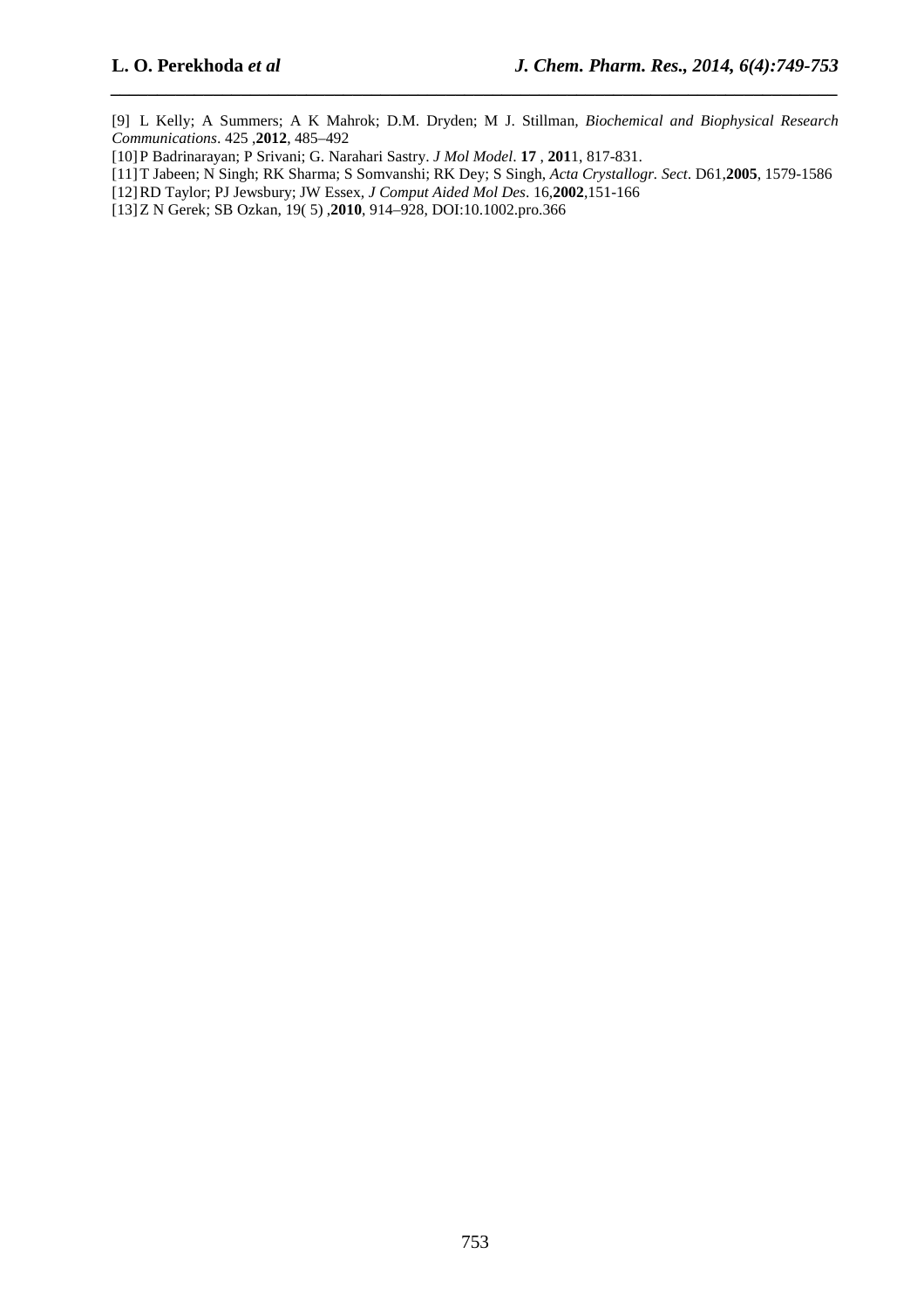[9] L Kelly; A Summers; A K Mahrok; D.M. Dryden; M J. Stillman, *Biochemical and Biophysical Research Communications*. 425 ,**2012**, 485–492

[10] P Badrinarayan; P Srivani; G. Narahari Sastry. *J Mol Model*. **17** , **201**1, 817-831.

[11] T Jabeen; N Singh; RK Sharma; S Somvanshi; RK Dey; S Singh, *Acta Crystallogr. Sect*. D61,**2005**, 1579-1586

[12] RD Taylor; PJ Jewsbury; JW Essex, *J Comput Aided Mol Des*. 16,**2002**,151-166

[13] Z N Gerek; SB Ozkan, 19( 5) ,**2010**, 914–928, DOI:10.1002.pro.366